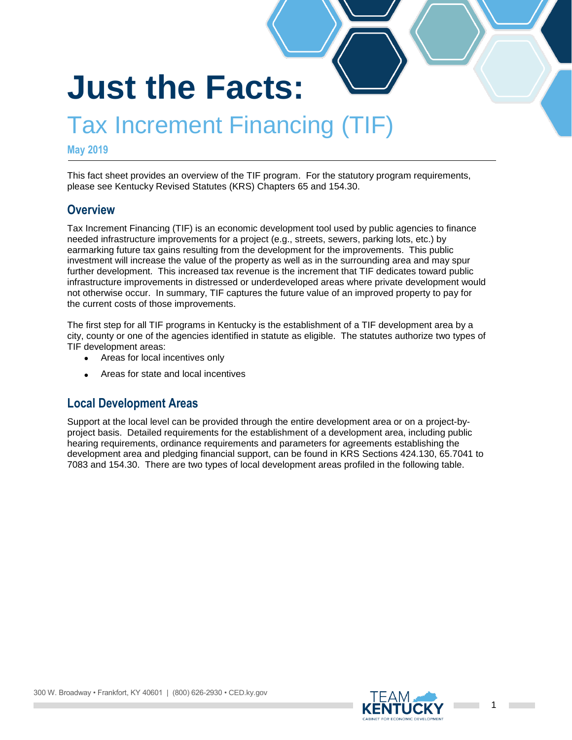# Just the Facts:

## Tax Increment Financing (TIF)

**May 2019**

This fact sheet provides an overview of the TIF program. For the statutory program requirements, please see Kentucky Revised Statutes (KRS) Chapters 65 and 154.30.

## Overview

Tax Increment Financing (TIF) is an economic development tool used by public agencies to finance needed infrastructure improvements for a project (e.g., streets, sewers, parking lots, etc.) by earmarking future tax gains resulting from the development for the improvements. This public investment will increase the value of the property as well as in the surrounding area and may spur further development. This increased tax revenue is the increment that TIF dedicates toward public infrastructure improvements in distressed or underdeveloped areas where private development would not otherwise occur. In summary, TIF captures the future value of an improved property to pay for the current costs of those improvements.

The first step for all TIF programs in Kentucky is the establishment of a TIF development area by a city, county or one of the agencies identified in statute as eligible. The statutes authorize two types of TIF development areas:

- Areas for local incentives only
- Areas for state and local incentives

## Local Development Areas

Support at the local level can be provided through the entire development area or on a project-by-project basis. Detailed requirements for the establishment of a development area, including public hearing requirements, ordinance requirements and parameters for agreements establishing the development area and pledging financial support, can be found in KRS Sections 424.130, 65.7041 to 7083 and 154.30. There are two types of local development areas profiled in the following table.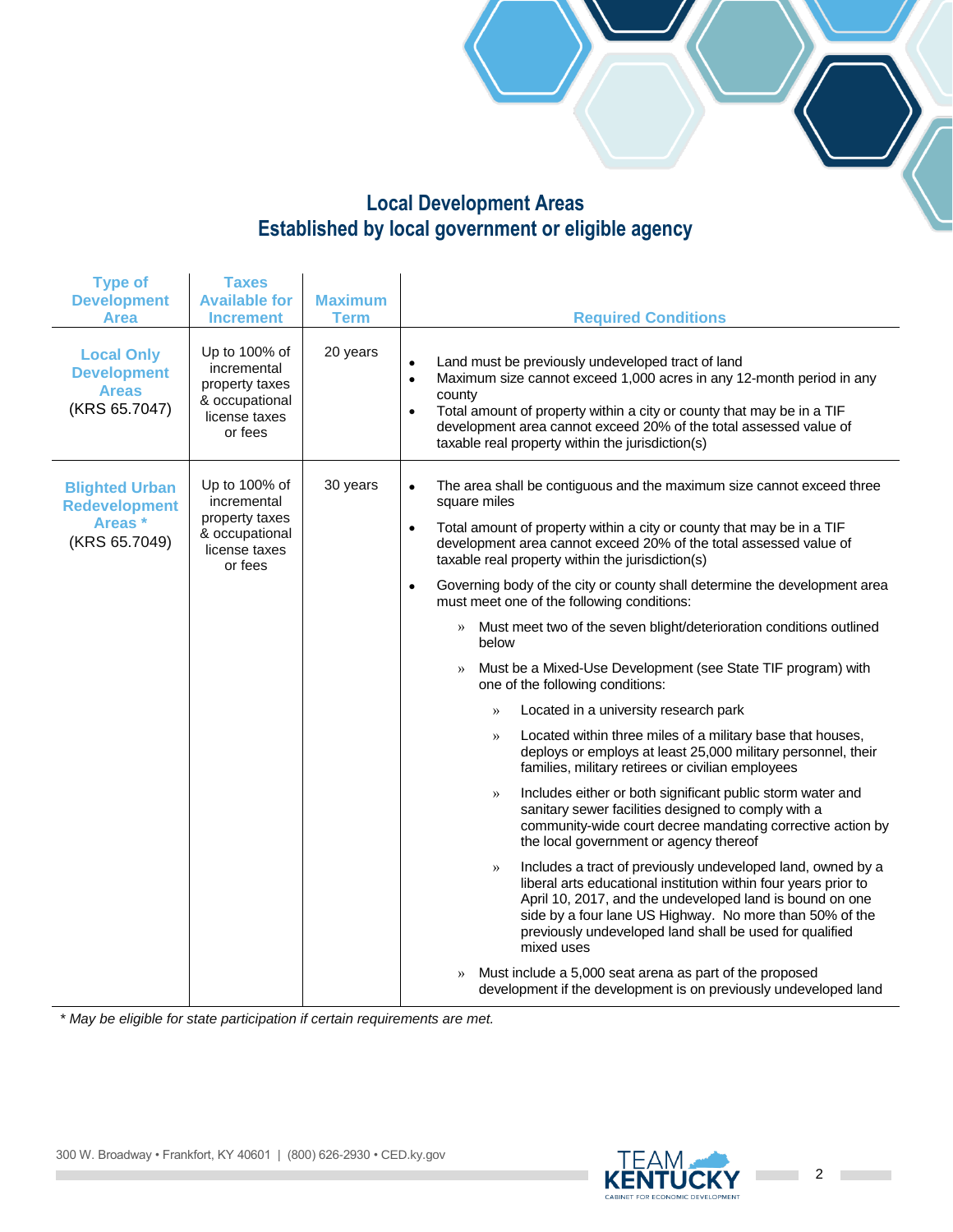## Local Development Areas
## Established by local government or eligible agency

| Type of Development Area | Taxes Available for Increment | Maximum Term | Required Conditions |
|---|---|---|---|
| **Local Only Development Areas** (KRS 65.7047) | Up to 100% of incremental property taxes & occupational license taxes or fees | 20 years | • Land must be previously undeveloped tract of land<br>• Maximum size cannot exceed 1,000 acres in any 12-month period in any county<br>• Total amount of property within a city or county that may be in a TIF development area cannot exceed 20% of the total assessed value of taxable real property within the jurisdiction(s) |
| **Blighted Urban Redevelopment Areas *** (KRS 65.7049) | Up to 100% of incremental property taxes & occupational license taxes or fees | 30 years | • The area shall be contiguous and the maximum size cannot exceed three square miles<br>• Total amount of property within a city or county that may be in a TIF development area cannot exceed 20% of the total assessed value of taxable real property within the jurisdiction(s)<br>• Governing body of the city or county shall determine the development area must meet one of the following conditions:<br>  » Must meet two of the seven blight/deterioration conditions outlined below<br>  » Must be a Mixed-Use Development (see State TIF program) with one of the following conditions:<br>    » Located in a university research park<br>    » Located within three miles of a military base that houses, deploys or employs at least 25,000 military personnel, their families, military retirees or civilian employees<br>    » Includes either or both significant public storm water and sanitary sewer facilities designed to comply with a community-wide court decree mandating corrective action by the local government or agency thereof<br>    » Includes a tract of previously undeveloped land, owned by a liberal arts educational institution within four years prior to April 10, 2017, and the undeveloped land is bound on one side by a four lane US Highway. No more than 50% of the previously undeveloped land shall be used for qualified mixed uses<br>  » Must include a 5,000 seat arena as part of the proposed development if the development is on previously undeveloped land |

*\* May be eligible for state participation if certain requirements are met.*

300 W. Broadway • Frankfort, KY 40601 | (800) 626-2930 • CED.ky.gov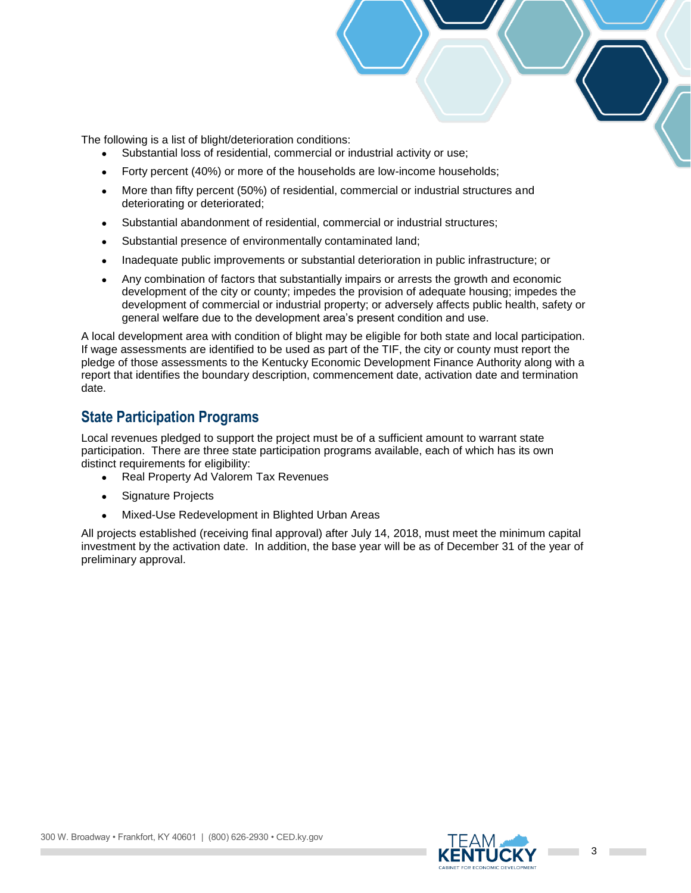The following is a list of blight/deterioration conditions:

- Substantial loss of residential, commercial or industrial activity or use;
- Forty percent (40%) or more of the households are low-income households;
- More than fifty percent (50%) of residential, commercial or industrial structures and deteriorating or deteriorated;
- Substantial abandonment of residential, commercial or industrial structures;
- Substantial presence of environmentally contaminated land;
- Inadequate public improvements or substantial deterioration in public infrastructure; or
- Any combination of factors that substantially impairs or arrests the growth and economic development of the city or county; impedes the provision of adequate housing; impedes the development of commercial or industrial property; or adversely affects public health, safety or general welfare due to the development area's present condition and use.

A local development area with condition of blight may be eligible for both state and local participation. If wage assessments are identified to be used as part of the TIF, the city or county must report the pledge of those assessments to the Kentucky Economic Development Finance Authority along with a report that identifies the boundary description, commencement date, activation date and termination date.

## State Participation Programs

Local revenues pledged to support the project must be of a sufficient amount to warrant state participation. There are three state participation programs available, each of which has its own distinct requirements for eligibility:

- Real Property Ad Valorem Tax Revenues
- Signature Projects
- Mixed-Use Redevelopment in Blighted Urban Areas

All projects established (receiving final approval) after July 14, 2018, must meet the minimum capital investment by the activation date. In addition, the base year will be as of December 31 of the year of preliminary approval.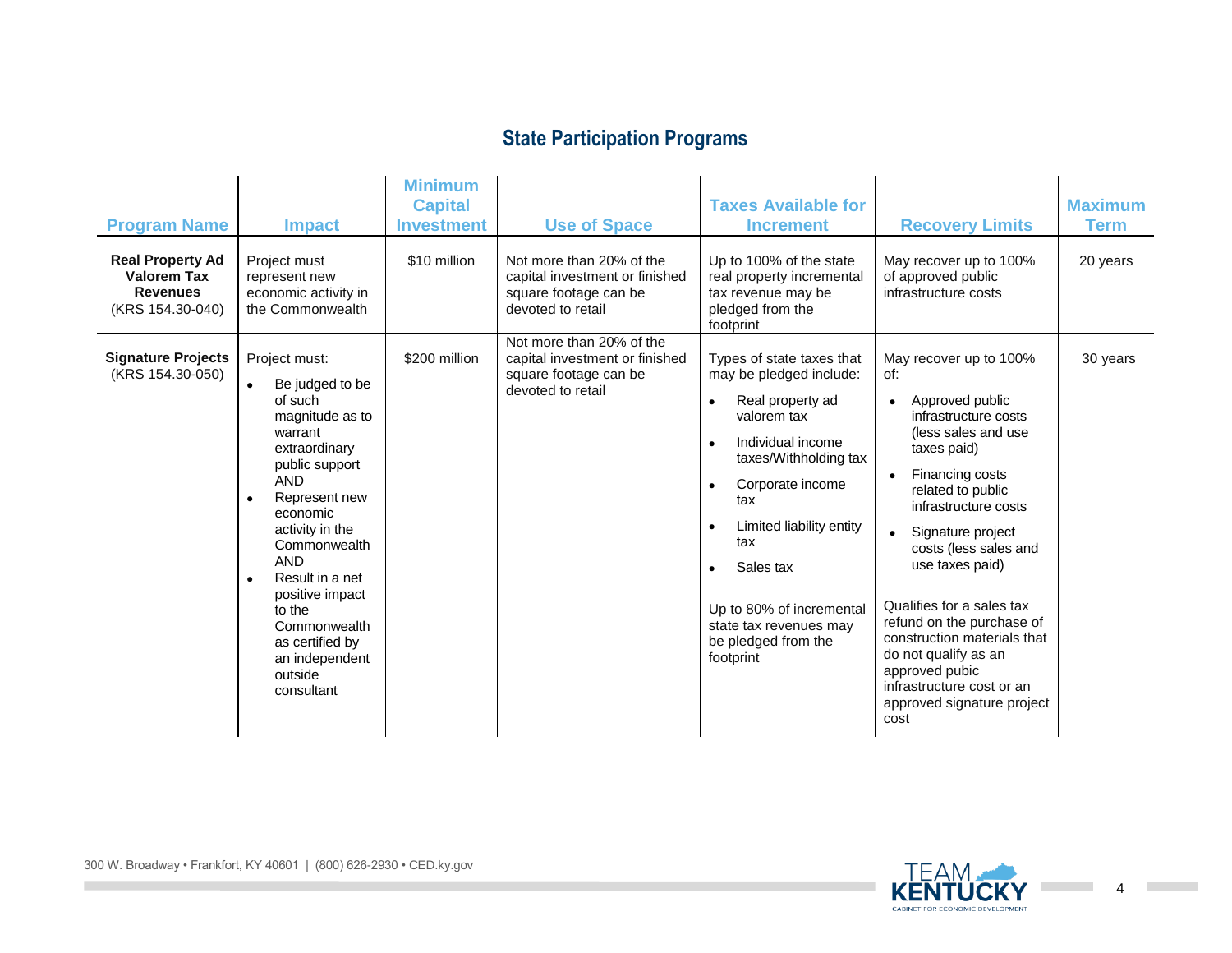## State Participation Programs

| Program Name | Impact | Minimum Capital Investment | Use of Space | Taxes Available for Increment | Recovery Limits | Maximum Term |
|---|---|---|---|---|---|---|
| **Real Property Ad Valorem Tax Revenues** (KRS 154.30-040) | Project must represent new economic activity in the Commonwealth | $10 million | Not more than 20% of the capital investment or finished square footage can be devoted to retail | Up to 100% of the state real property incremental tax revenue may be pledged from the footprint | May recover up to 100% of approved public infrastructure costs | 20 years |
| **Signature Projects** (KRS 154.30-050) | Project must:<br>• Be judged to be of such magnitude as to warrant extraordinary public support AND<br>• Represent new economic activity in the Commonwealth AND<br>• Result in a net positive impact to the Commonwealth as certified by an independent outside consultant | $200 million | Not more than 20% of the capital investment or finished square footage can be devoted to retail | Types of state taxes that may be pledged include:<br>• Real property ad valorem tax<br>• Individual income taxes/Withholding tax<br>• Corporate income tax<br>• Limited liability entity tax<br>• Sales tax<br><br>Up to 80% of incremental state tax revenues may be pledged from the footprint | May recover up to 100% of:<br>• Approved public infrastructure costs (less sales and use taxes paid)<br>• Financing costs related to public infrastructure costs<br>• Signature project costs (less sales and use taxes paid)<br><br>Qualifies for a sales tax refund on the purchase of construction materials that do not qualify as an approved pubic infrastructure cost or an approved signature project cost | 30 years |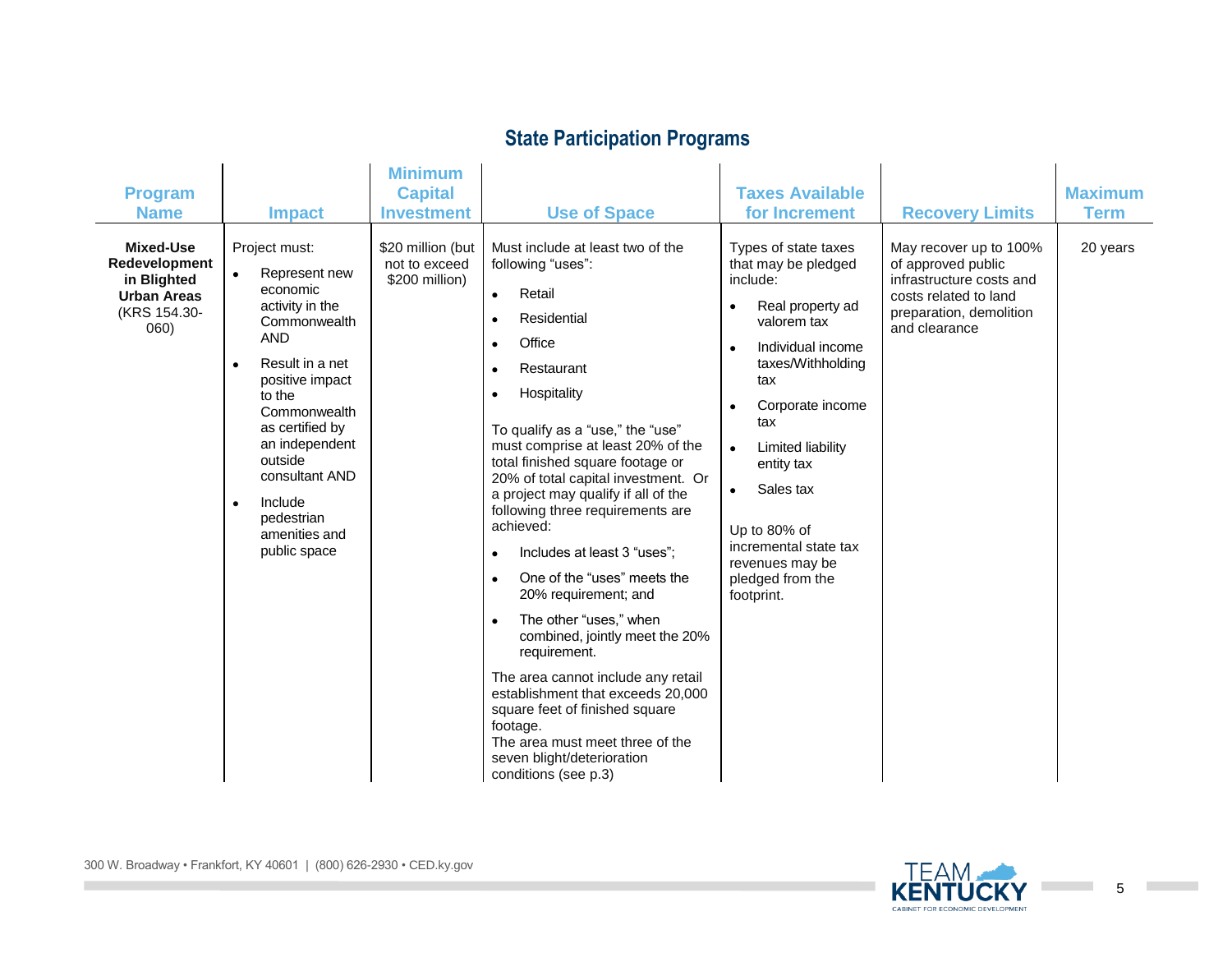## State Participation Programs

| Program Name | Impact | Minimum Capital Investment | Use of Space | Taxes Available for Increment | Recovery Limits | Maximum Term |
|---|---|---|---|---|---|---|
| **Mixed-Use Redevelopment in Blighted Urban Areas** (KRS 154.30-060) | Project must:<br>• Represent new economic activity in the Commonwealth AND<br>• Result in a net positive impact to the Commonwealth as certified by an independent outside consultant AND<br>• Include pedestrian amenities and public space | $20 million (but not to exceed $200 million) | Must include at least two of the following "uses":<br>• Retail<br>• Residential<br>• Office<br>• Restaurant<br>• Hospitality<br><br>To qualify as a "use," the "use" must comprise at least 20% of the total finished square footage or 20% of total capital investment. Or a project may qualify if all of the following three requirements are achieved:<br>• Includes at least 3 "uses";<br>• One of the "uses" meets the 20% requirement; and<br>• The other "uses," when combined, jointly meet the 20% requirement.<br><br>The area cannot include any retail establishment that exceeds 20,000 square feet of finished square footage.<br>The area must meet three of the seven blight/deterioration conditions (see p.3) | Types of state taxes that may be pledged include:<br>• Real property ad valorem tax<br>• Individual income taxes/Withholding tax<br>• Corporate income tax<br>• Limited liability entity tax<br>• Sales tax<br><br>Up to 80% of incremental state tax revenues may be pledged from the footprint. | May recover up to 100% of approved public infrastructure costs and costs related to land preparation, demolition and clearance | 20 years |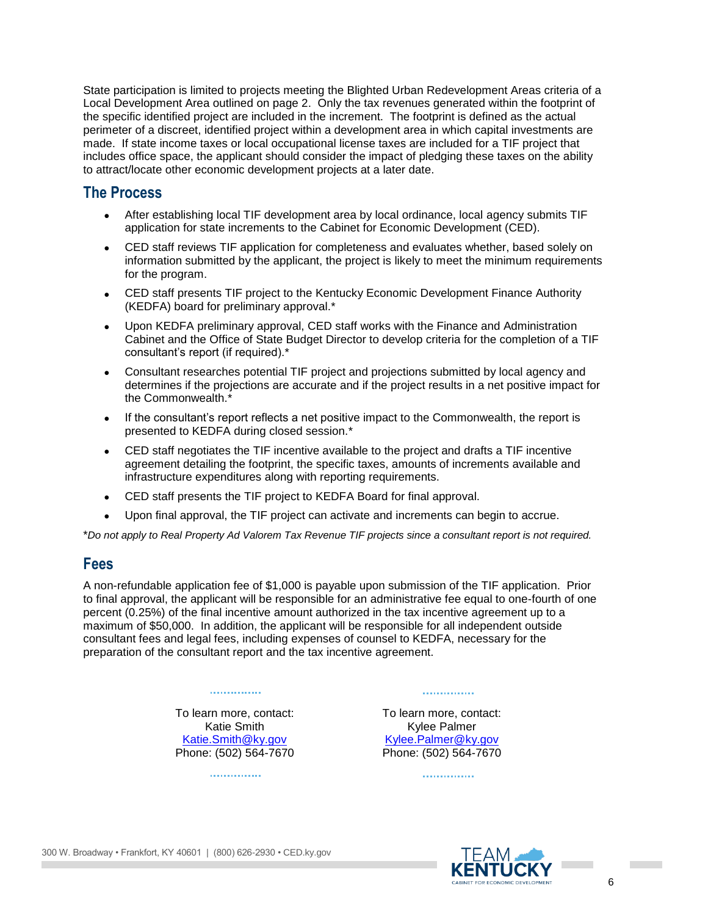State participation is limited to projects meeting the Blighted Urban Redevelopment Areas criteria of a Local Development Area outlined on page 2. Only the tax revenues generated within the footprint of the specific identified project are included in the increment. The footprint is defined as the actual perimeter of a discreet, identified project within a development area in which capital investments are made. If state income taxes or local occupational license taxes are included for a TIF project that includes office space, the applicant should consider the impact of pledging these taxes on the ability to attract/locate other economic development projects at a later date.

## The Process

- After establishing local TIF development area by local ordinance, local agency submits TIF application for state increments to the Cabinet for Economic Development (CED).
- CED staff reviews TIF application for completeness and evaluates whether, based solely on information submitted by the applicant, the project is likely to meet the minimum requirements for the program.
- CED staff presents TIF project to the Kentucky Economic Development Finance Authority (KEDFA) board for preliminary approval.*
- Upon KEDFA preliminary approval, CED staff works with the Finance and Administration Cabinet and the Office of State Budget Director to develop criteria for the completion of a TIF consultant's report (if required).*
- Consultant researches potential TIF project and projections submitted by local agency and determines if the projections are accurate and if the project results in a net positive impact for the Commonwealth.*
- If the consultant's report reflects a net positive impact to the Commonwealth, the report is presented to KEDFA during closed session.*
- CED staff negotiates the TIF incentive available to the project and drafts a TIF incentive agreement detailing the footprint, the specific taxes, amounts of increments available and infrastructure expenditures along with reporting requirements.
- CED staff presents the TIF project to KEDFA Board for final approval.
- Upon final approval, the TIF project can activate and increments can begin to accrue.

**Do not apply to Real Property Ad Valorem Tax Revenue TIF projects since a consultant report is not required.*

## Fees

A non-refundable application fee of $1,000 is payable upon submission of the TIF application. Prior to final approval, the applicant will be responsible for an administrative fee equal to one-fourth of one percent (0.25%) of the final incentive amount authorized in the tax incentive agreement up to a maximum of $50,000. In addition, the applicant will be responsible for all independent outside consultant fees and legal fees, including expenses of counsel to KEDFA, necessary for the preparation of the consultant report and the tax incentive agreement.

To learn more, contact:
Katie Smith
Katie.Smith@ky.gov
Phone: (502) 564-7670

To learn more, contact:
Kylee Palmer
Kylee.Palmer@ky.gov
Phone: (502) 564-7670